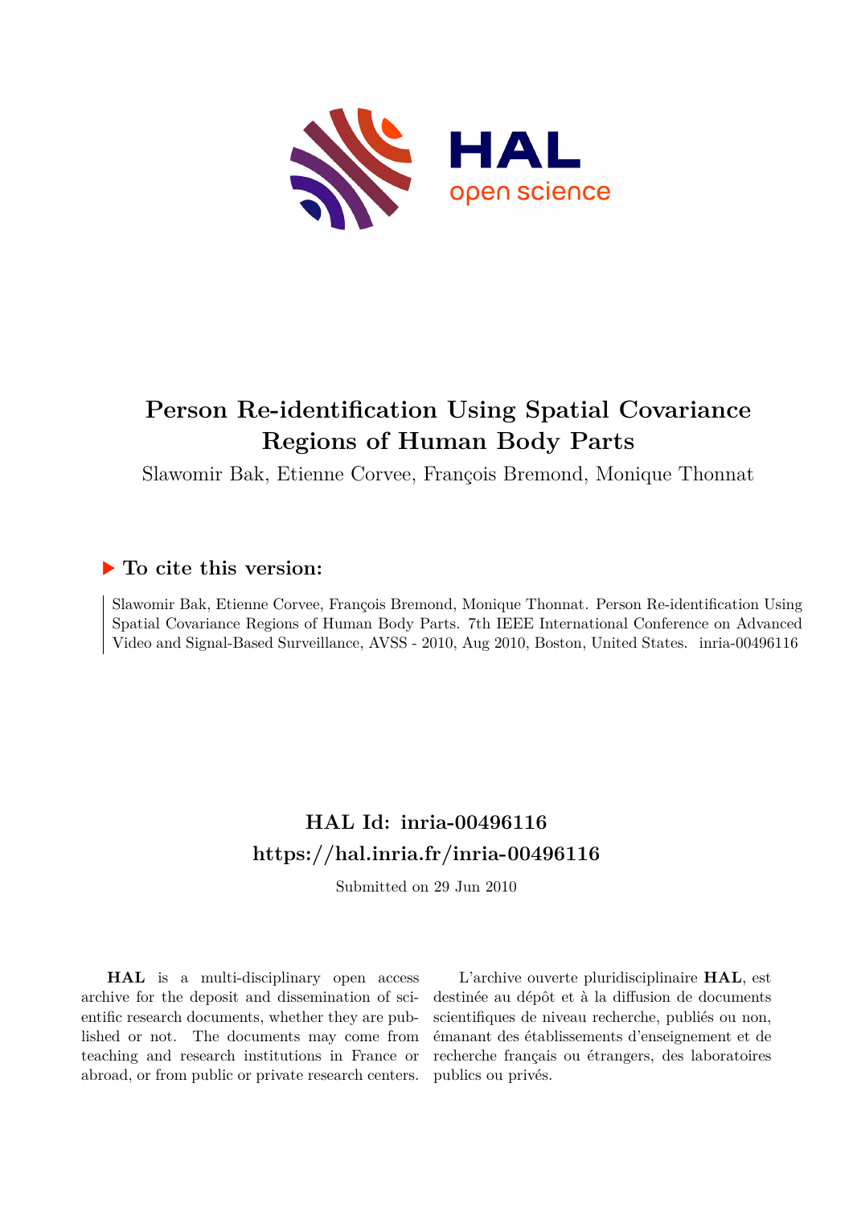# Person Re-identification Using Spatial Covariance Regions of Human Body Parts

Slawomir Bak, Etienne Corvee, François Bremond, Monique Thonnat

## ▶ To cite this version:

Slawomir Bak, Etienne Corvee, François Bremond, Monique Thonnat. Person Re-identification Using Spatial Covariance Regions of Human Body Parts. 7th IEEE International Conference on Advanced Video and Signal-Based Surveillance, AVSS - 2010, Aug 2010, Boston, United States. inria-00496116

## HAL Id: inria-00496116
## https://hal.inria.fr/inria-00496116

Submitted on 29 Jun 2010

**HAL** is a multi-disciplinary open access archive for the deposit and dissemination of scientific research documents, whether they are published or not. The documents may come from teaching and research institutions in France or abroad, or from public or private research centers.

L'archive ouverte pluridisciplinaire **HAL**, est destinée au dépôt et à la diffusion de documents scientifiques de niveau recherche, publiés ou non, émanant des établissements d'enseignement et de recherche français ou étrangers, des laboratoires publics ou privés.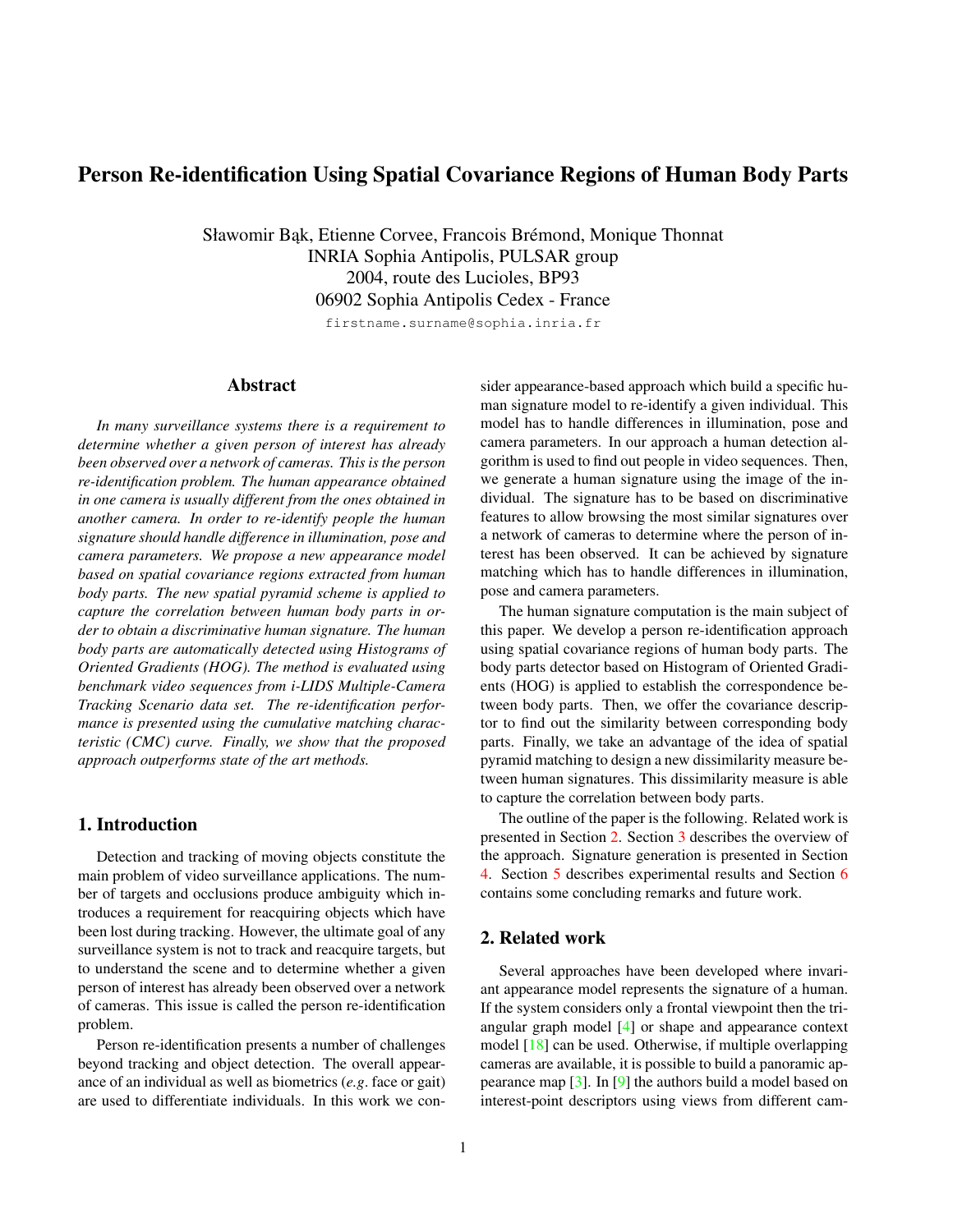# Person Re-identification Using Spatial Covariance Regions of Human Body Parts

Sławomir Bąk, Etienne Corvee, Francois Brémond, Monique Thonnat
INRIA Sophia Antipolis, PULSAR group
2004, route des Lucioles, BP93
06902 Sophia Antipolis Cedex - France

firstname.surname@sophia.inria.fr

## Abstract

*In many surveillance systems there is a requirement to determine whether a given person of interest has already been observed over a network of cameras. This is the person re-identification problem. The human appearance obtained in one camera is usually different from the ones obtained in another camera. In order to re-identify people the human signature should handle difference in illumination, pose and camera parameters. We propose a new appearance model based on spatial covariance regions extracted from human body parts. The new spatial pyramid scheme is applied to capture the correlation between human body parts in order to obtain a discriminative human signature. The human body parts are automatically detected using Histograms of Oriented Gradients (HOG). The method is evaluated using benchmark video sequences from i-LIDS Multiple-Camera Tracking Scenario data set. The re-identification performance is presented using the cumulative matching characteristic (CMC) curve. Finally, we show that the proposed approach outperforms state of the art methods.*

## 1. Introduction

Detection and tracking of moving objects constitute the main problem of video surveillance applications. The number of targets and occlusions produce ambiguity which introduces a requirement for reacquiring objects which have been lost during tracking. However, the ultimate goal of any surveillance system is not to track and reacquire targets, but to understand the scene and to determine whether a given person of interest has already been observed over a network of cameras. This issue is called the person re-identification problem.

Person re-identification presents a number of challenges beyond tracking and object detection. The overall appearance of an individual as well as biometrics (*e.g.* face or gait) are used to differentiate individuals. In this work we consider appearance-based approach which build a specific human signature model to re-identify a given individual. This model has to handle differences in illumination, pose and camera parameters. In our approach a human detection algorithm is used to find out people in video sequences. Then, we generate a human signature using the image of the individual. The signature has to be based on discriminative features to allow browsing the most similar signatures over a network of cameras to determine where the person of interest has been observed. It can be achieved by signature matching which has to handle differences in illumination, pose and camera parameters.

The human signature computation is the main subject of this paper. We develop a person re-identification approach using spatial covariance regions of human body parts. The body parts detector based on Histogram of Oriented Gradients (HOG) is applied to establish the correspondence between body parts. Then, we offer the covariance descriptor to find out the similarity between corresponding body parts. Finally, we take an advantage of the idea of spatial pyramid matching to design a new dissimilarity measure between human signatures. This dissimilarity measure is able to capture the correlation between body parts.

The outline of the paper is the following. Related work is presented in Section 2. Section 3 describes the overview of the approach. Signature generation is presented in Section 4. Section 5 describes experimental results and Section 6 contains some concluding remarks and future work.

## 2. Related work

Several approaches have been developed where invariant appearance model represents the signature of a human. If the system considers only a frontal viewpoint then the triangular graph model [4] or shape and appearance context model [18] can be used. Otherwise, if multiple overlapping cameras are available, it is possible to build a panoramic appearance map [3]. In [9] the authors build a model based on interest-point descriptors using views from different cam-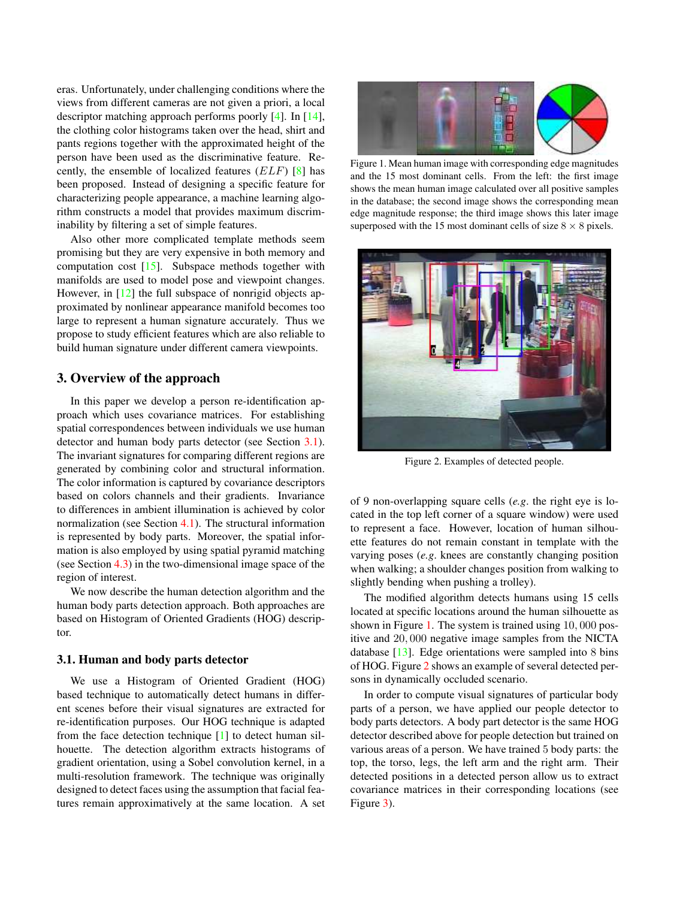eras. Unfortunately, under challenging conditions where the views from different cameras are not given a priori, a local descriptor matching approach performs poorly [4]. In [14], the clothing color histograms taken over the head, shirt and pants regions together with the approximated height of the person have been used as the discriminative feature. Recently, the ensemble of localized features ($ELF$) [8] has been proposed. Instead of designing a specific feature for characterizing people appearance, a machine learning algorithm constructs a model that provides maximum discriminability by filtering a set of simple features.

Also other more complicated template methods seem promising but they are very expensive in both memory and computation cost [15]. Subspace methods together with manifolds are used to model pose and viewpoint changes. However, in [12] the full subspace of nonrigid objects approximated by nonlinear appearance manifold becomes too large to represent a human signature accurately. Thus we propose to study efficient features which are also reliable to build human signature under different camera viewpoints.

## 3. Overview of the approach

In this paper we develop a person re-identification approach which uses covariance matrices. For establishing spatial correspondences between individuals we use human detector and human body parts detector (see Section 3.1). The invariant signatures for comparing different regions are generated by combining color and structural information. The color information is captured by covariance descriptors based on colors channels and their gradients. Invariance to differences in ambient illumination is achieved by color normalization (see Section 4.1). The structural information is represented by body parts. Moreover, the spatial information is also employed by using spatial pyramid matching (see Section 4.3) in the two-dimensional image space of the region of interest.

We now describe the human detection algorithm and the human body parts detection approach. Both approaches are based on Histogram of Oriented Gradients (HOG) descriptor.

### 3.1. Human and body parts detector

We use a Histogram of Oriented Gradient (HOG) based technique to automatically detect humans in different scenes before their visual signatures are extracted for re-identification purposes. Our HOG technique is adapted from the face detection technique [1] to detect human silhouette. The detection algorithm extracts histograms of gradient orientation, using a Sobel convolution kernel, in a multi-resolution framework. The technique was originally designed to detect faces using the assumption that facial features remain approximatively at the same location. A set of 9 non-overlapping square cells (*e.g.* the right eye is located in the top left corner of a square window) were used to represent a face. However, location of human silhouette features do not remain constant in template with the varying poses (*e.g.* knees are constantly changing position when walking; a shoulder changes position from walking to slightly bending when pushing a trolley).

Figure 1. Mean human image with corresponding edge magnitudes and the 15 most dominant cells. From the left: the first image shows the mean human image calculated over all positive samples in the database; the second image shows the corresponding mean edge magnitude response; the third image shows this later image superposed with the 15 most dominant cells of size $8 \times 8$ pixels.

Figure 2. Examples of detected people.

The modified algorithm detects humans using 15 cells located at specific locations around the human silhouette as shown in Figure 1. The system is trained using $10,000$ positive and $20,000$ negative image samples from the NICTA database [13]. Edge orientations were sampled into 8 bins of HOG. Figure 2 shows an example of several detected persons in dynamically occluded scenario.

In order to compute visual signatures of particular body parts of a person, we have applied our people detector to body parts detectors. A body part detector is the same HOG detector described above for people detection but trained on various areas of a person. We have trained 5 body parts: the top, the torso, legs, the left arm and the right arm. Their detected positions in a detected person allow us to extract covariance matrices in their corresponding locations (see Figure 3).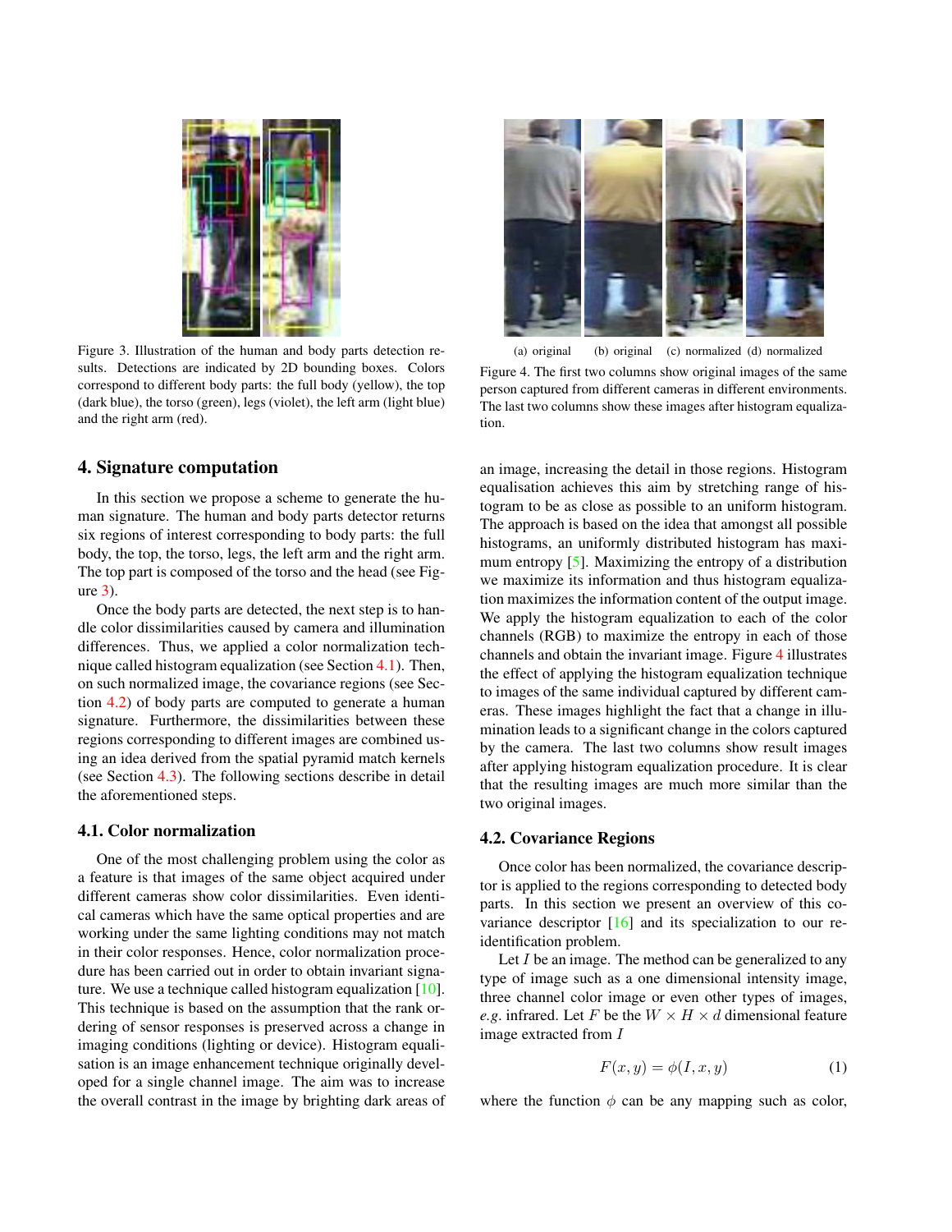Figure 3. Illustration of the human and body parts detection results. Detections are indicated by 2D bounding boxes. Colors correspond to different body parts: the full body (yellow), the top (dark blue), the torso (green), legs (violet), the left arm (light blue) and the right arm (red).

(a) original (b) original (c) normalized (d) normalized

Figure 4. The first two columns show original images of the same person captured from different cameras in different environments. The last two columns show these images after histogram equalization.

## 4. Signature computation

In this section we propose a scheme to generate the human signature. The human and body parts detector returns six regions of interest corresponding to body parts: the full body, the top, the torso, legs, the left arm and the right arm. The top part is composed of the torso and the head (see Figure 3).

Once the body parts are detected, the next step is to handle color dissimilarities caused by camera and illumination differences. Thus, we applied a color normalization technique called histogram equalization (see Section 4.1). Then, on such normalized image, the covariance regions (see Section 4.2) of body parts are computed to generate a human signature. Furthermore, the dissimilarities between these regions corresponding to different images are combined using an idea derived from the spatial pyramid match kernels (see Section 4.3). The following sections describe in detail the aforementioned steps.

### 4.1. Color normalization

One of the most challenging problem using the color as a feature is that images of the same object acquired under different cameras show color dissimilarities. Even identical cameras which have the same optical properties and are working under the same lighting conditions may not match in their color responses. Hence, color normalization procedure has been carried out in order to obtain invariant signature. We use a technique called histogram equalization [10]. This technique is based on the assumption that the rank ordering of sensor responses is preserved across a change in imaging conditions (lighting or device). Histogram equalisation is an image enhancement technique originally developed for a single channel image. The aim was to increase the overall contrast in the image by brighting dark areas of an image, increasing the detail in those regions. Histogram equalisation achieves this aim by stretching range of histogram to be as close as possible to an uniform histogram. The approach is based on the idea that amongst all possible histograms, an uniformly distributed histogram has maximum entropy [5]. Maximizing the entropy of a distribution we maximize its information and thus histogram equalization maximizes the information content of the output image. We apply the histogram equalization to each of the color channels (RGB) to maximize the entropy in each of those channels and obtain the invariant image. Figure 4 illustrates the effect of applying the histogram equalization technique to images of the same individual captured by different cameras. These images highlight the fact that a change in illumination leads to a significant change in the colors captured by the camera. The last two columns show result images after applying histogram equalization procedure. It is clear that the resulting images are much more similar than the two original images.

### 4.2. Covariance Regions

Once color has been normalized, the covariance descriptor is applied to the regions corresponding to detected body parts. In this section we present an overview of this covariance descriptor [16] and its specialization to our re-identification problem.

Let $I$ be an image. The method can be generalized to any type of image such as a one dimensional intensity image, three channel color image or even other types of images, *e.g.* infrared. Let $F$ be the $W \times H \times d$ dimensional feature image extracted from $I$

$$F(x, y) = \phi(I, x, y) \quad (1)$$

where the function $\phi$ can be any mapping such as color,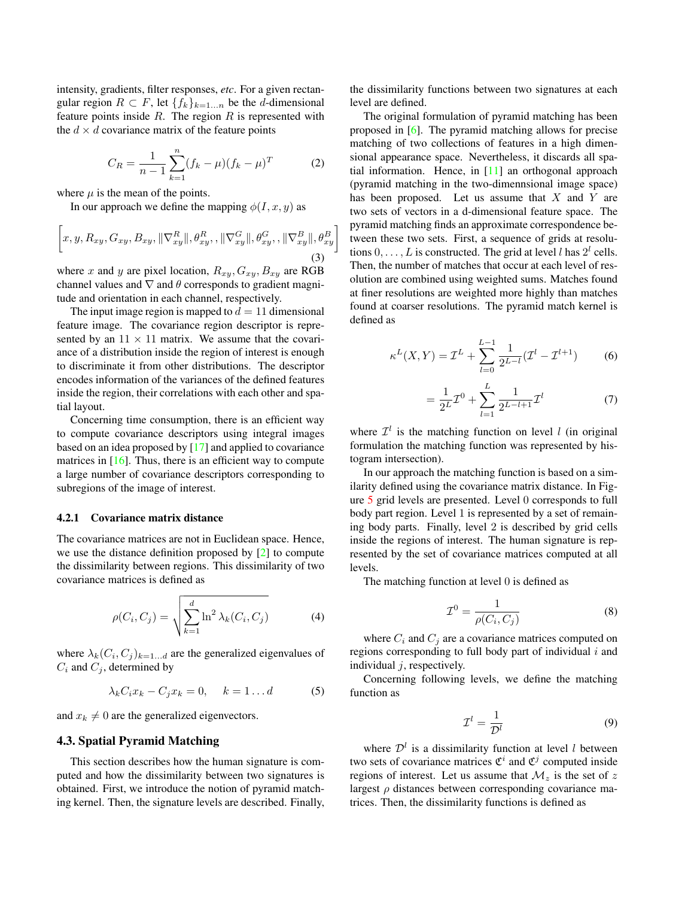intensity, gradients, filter responses, *etc*. For a given rectangular region $R \subset F$, let $\{f_k\}_{k=1...n}$ be the $d$-dimensional feature points inside $R$. The region $R$ is represented with the $d \times d$ covariance matrix of the feature points

$$C_R = \frac{1}{n-1} \sum_{k=1}^{n} (f_k - \mu)(f_k - \mu)^T \tag{2}$$

where $\mu$ is the mean of the points.

In our approach we define the mapping $\phi(I, x, y)$ as

$$\left[ x, y, R_{xy}, G_{xy}, B_{xy}, \|\nabla^R_{xy}\|, \theta^R_{xy}, , \|\nabla^G_{xy}\|, \theta^G_{xy}, , \|\nabla^B_{xy}\|, \theta^B_{xy} \right] \tag{3}$$

where $x$ and $y$ are pixel location, $R_{xy}, G_{xy}, B_{xy}$ are RGB channel values and $\nabla$ and $\theta$ corresponds to gradient magnitude and orientation in each channel, respectively.

The input image region is mapped to $d = 11$ dimensional feature image. The covariance region descriptor is represented by an $11 \times 11$ matrix. We assume that the covariance of a distribution inside the region of interest is enough to discriminate it from other distributions. The descriptor encodes information of the variances of the defined features inside the region, their correlations with each other and spatial layout.

Concerning time consumption, there is an efficient way to compute covariance descriptors using integral images based on an idea proposed by [17] and applied to covariance matrices in [16]. Thus, there is an efficient way to compute a large number of covariance descriptors corresponding to subregions of the image of interest.

#### 4.2.1 Covariance matrix distance

The covariance matrices are not in Euclidean space. Hence, we use the distance definition proposed by [2] to compute the dissimilarity between regions. This dissimilarity of two covariance matrices is defined as

$$\rho(C_i, C_j) = \sqrt{\sum_{k=1}^{d} \ln^2 \lambda_k(C_i, C_j)} \tag{4}$$

where $\lambda_k(C_i, C_j)_{k=1...d}$ are the generalized eigenvalues of $C_i$ and $C_j$, determined by

$$\lambda_k C_i x_k - C_j x_k = 0, \quad k = 1 \dots d \tag{5}$$

and $x_k \neq 0$ are the generalized eigenvectors.

### 4.3. Spatial Pyramid Matching

This section describes how the human signature is computed and how the dissimilarity between two signatures is obtained. First, we introduce the notion of pyramid matching kernel. Then, the signature levels are described. Finally, the dissimilarity functions between two signatures at each level are defined.

The original formulation of pyramid matching has been proposed in [6]. The pyramid matching allows for precise matching of two collections of features in a high dimensional appearance space. Nevertheless, it discards all spatial information. Hence, in [11] an orthogonal approach (pyramid matching in the two-dimennsional image space) has been proposed. Let us assume that $X$ and $Y$ are two sets of vectors in a d-dimensional feature space. The pyramid matching finds an approximate correspondence between these two sets. First, a sequence of grids at resolutions $0, \dots, L$ is constructed. The grid at level $l$ has $2^l$ cells. Then, the number of matches that occur at each level of resolution are combined using weighted sums. Matches found at finer resolutions are weighted more highly than matches found at coarser resolutions. The pyramid match kernel is defined as

$$\kappa^L(X, Y) = \mathcal{I}^L + \sum_{l=0}^{L-1} \frac{1}{2^{L-l}} (\mathcal{I}^l - \mathcal{I}^{l+1}) \tag{6}$$

$$= \frac{1}{2^L} \mathcal{I}^0 + \sum_{l=1}^{L} \frac{1}{2^{L-l+1}} \mathcal{I}^l \tag{7}$$

where $\mathcal{I}^l$ is the matching function on level $l$ (in original formulation the matching function was represented by histogram intersection).

In our approach the matching function is based on a similarity defined using the covariance matrix distance. In Figure 5 grid levels are presented. Level 0 corresponds to full body part region. Level 1 is represented by a set of remaining body parts. Finally, level 2 is described by grid cells inside the regions of interest. The human signature is represented by the set of covariance matrices computed at all levels.

The matching function at level 0 is defined as

$$\mathcal{I}^0 = \frac{1}{\rho(C_i, C_j)} \tag{8}$$

where $C_i$ and $C_j$ are a covariance matrices computed on regions corresponding to full body part of individual $i$ and individual $j$, respectively.

Concerning following levels, we define the matching function as

$$\mathcal{I}^l = \frac{1}{\mathcal{D}^l} \tag{9}$$

where $\mathcal{D}^l$ is a dissimilarity function at level $l$ between two sets of covariance matrices $\mathfrak{C}^i$ and $\mathfrak{C}^j$ computed inside regions of interest. Let us assume that $\mathcal{M}_z$ is the set of $z$ largest $\rho$ distances between corresponding covariance matrices. Then, the dissimilarity functions is defined as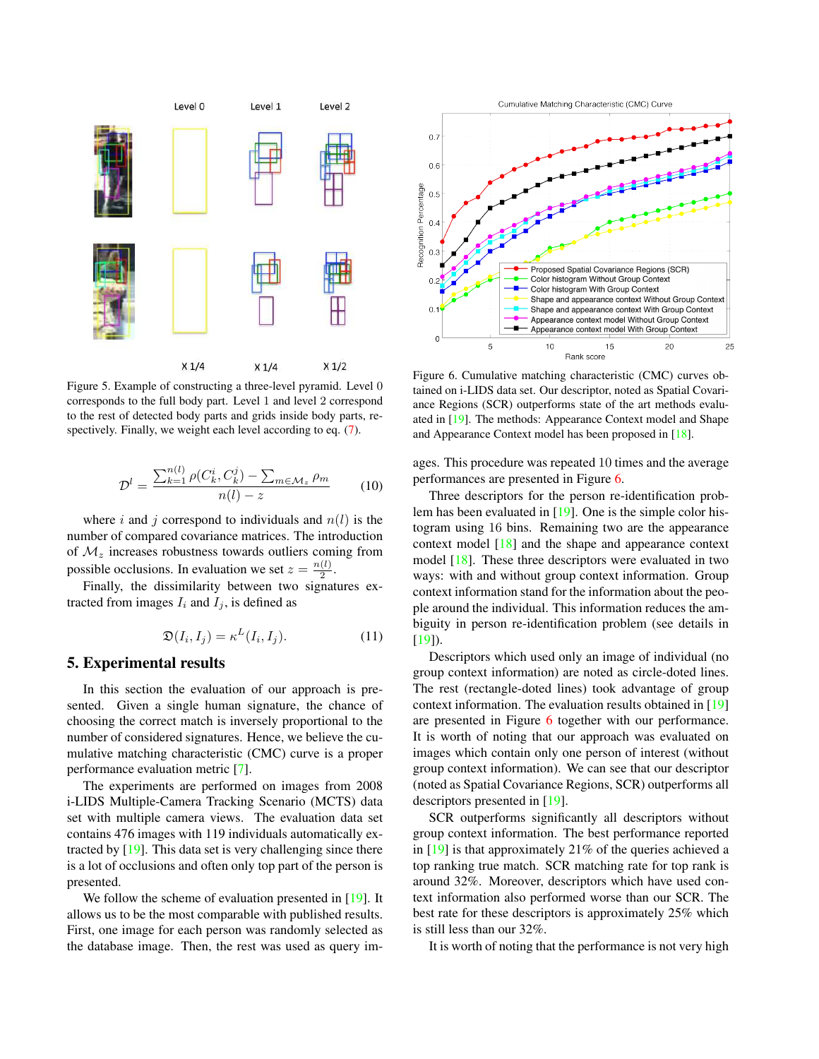Figure 5. Example of constructing a three-level pyramid. Level 0 corresponds to the full body part. Level 1 and level 2 correspond to the rest of detected body parts and grids inside body parts, respectively. Finally, we weight each level according to eq. (7).

$$\mathcal{D}^l = \frac{\sum_{k=1}^{n(l)} \rho(C_k^i, C_k^j) - \sum_{m \in \mathcal{M}_z} \rho_m}{n(l) - z} \tag{10}$$

where $i$ and $j$ correspond to individuals and $n(l)$ is the number of compared covariance matrices. The introduction of $\mathcal{M}_z$ increases robustness towards outliers coming from possible occlusions. In evaluation we set $z = \frac{n(l)}{2}$.

Finally, the dissimilarity between two signatures extracted from images $I_i$ and $I_j$, is defined as

$$\mathfrak{D}(I_i, I_j) = \kappa^L(I_i, I_j). \tag{11}$$

## 5. Experimental results

In this section the evaluation of our approach is presented. Given a single human signature, the chance of choosing the correct match is inversely proportional to the number of considered signatures. Hence, we believe the cumulative matching characteristic (CMC) curve is a proper performance evaluation metric [7].

The experiments are performed on images from 2008 i-LIDS Multiple-Camera Tracking Scenario (MCTS) data set with multiple camera views. The evaluation data set contains 476 images with 119 individuals automatically extracted by [19]. This data set is very challenging since there is a lot of occlusions and often only top part of the person is presented.

We follow the scheme of evaluation presented in [19]. It allows us to be the most comparable with published results. First, one image for each person was randomly selected as the database image. Then, the rest was used as query images. This procedure was repeated 10 times and the average performances are presented in Figure 6.

Figure 6. Cumulative matching characteristic (CMC) curves obtained on i-LIDS data set. Our descriptor, noted as Spatial Covariance Regions (SCR) outperforms state of the art methods evaluated in [19]. The methods: Appearance Context model and Shape and Appearance Context model has been proposed in [18].

Three descriptors for the person re-identification problem has been evaluated in [19]. One is the simple color histogram using 16 bins. Remaining two are the appearance context model [18] and the shape and appearance context model [18]. These three descriptors were evaluated in two ways: with and without group context information. Group context information stand for the information about the people around the individual. This information reduces the ambiguity in person re-identification problem (see details in [19]).

Descriptors which used only an image of individual (no group context information) are noted as circle-doted lines. The rest (rectangle-doted lines) took advantage of group context information. The evaluation results obtained in [19] are presented in Figure 6 together with our performance. It is worth of noting that our approach was evaluated on images which contain only one person of interest (without group context information). We can see that our descriptor (noted as Spatial Covariance Regions, SCR) outperforms all descriptors presented in [19].

SCR outperforms significantly all descriptors without group context information. The best performance reported in [19] is that approximately 21% of the queries achieved a top ranking true match. SCR matching rate for top rank is around 32%. Moreover, descriptors which have used context information also performed worse than our SCR. The best rate for these descriptors is approximately 25% which is still less than our 32%.

It is worth of noting that the performance is not very high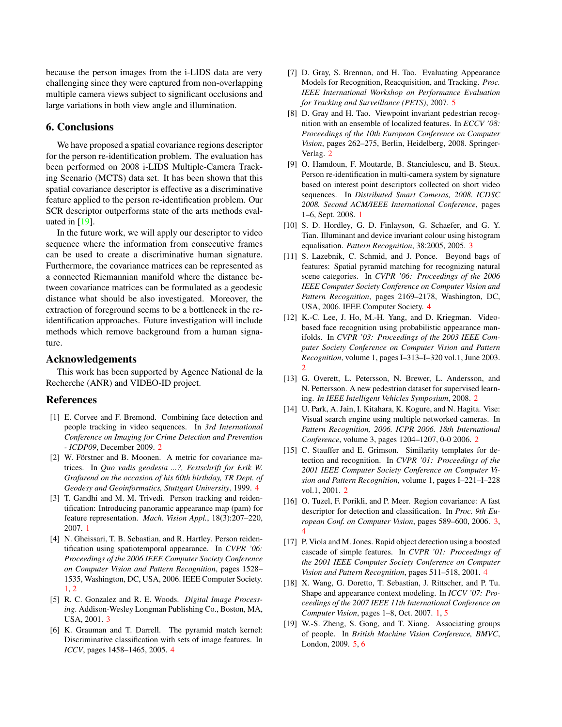because the person images from the i-LIDS data are very challenging since they were captured from non-overlapping multiple camera views subject to significant occlusions and large variations in both view angle and illumination.

## 6. Conclusions

We have proposed a spatial covariance regions descriptor for the person re-identification problem. The evaluation has been performed on 2008 i-LIDS Multiple-Camera Tracking Scenario (MCTS) data set. It has been shown that this spatial covariance descriptor is effective as a discriminative feature applied to the person re-identification problem. Our SCR descriptor outperforms state of the arts methods evaluated in [19].

In the future work, we will apply our descriptor to video sequence where the information from consecutive frames can be used to create a discriminative human signature. Furthermore, the covariance matrices can be represented as a connected Riemannian manifold where the distance between covariance matrices can be formulated as a geodesic distance what should be also investigated. Moreover, the extraction of foreground seems to be a bottleneck in the re-identification approaches. Future investigation will include methods which remove background from a human signature.

## Acknowledgements

This work has been supported by Agence National de la Recherche (ANR) and VIDEO-ID project.

## References

[1] E. Corvee and F. Bremond. Combining face detection and people tracking in video sequences. In *3rd International Conference on Imaging for Crime Detection and Prevention - ICDP09*, December 2009. 2

[2] W. Förstner and B. Moonen. A metric for covariance matrices. In *Quo vadis geodesia ...?, Festschrift for Erik W. Grafarend on the occasion of his 60th birthday, TR Dept. of Geodesy and Geoinformatics, Stuttgart University*, 1999. 4

[3] T. Gandhi and M. M. Trivedi. Person tracking and reidentification: Introducing panoramic appearance map (pam) for feature representation. *Mach. Vision Appl.*, 18(3):207–220, 2007. 1

[4] N. Gheissari, T. B. Sebastian, and R. Hartley. Person reidentification using spatiotemporal appearance. In *CVPR '06: Proceedings of the 2006 IEEE Computer Society Conference on Computer Vision and Pattern Recognition*, pages 1528–1535, Washington, DC, USA, 2006. IEEE Computer Society. 1, 2

[5] R. C. Gonzalez and R. E. Woods. *Digital Image Processing*. Addison-Wesley Longman Publishing Co., Boston, MA, USA, 2001. 3

[6] K. Grauman and T. Darrell. The pyramid match kernel: Discriminative classification with sets of image features. In *ICCV*, pages 1458–1465, 2005. 4

[7] D. Gray, S. Brennan, and H. Tao. Evaluating Appearance Models for Recognition, Reacquisition, and Tracking. *Proc. IEEE International Workshop on Performance Evaluation for Tracking and Surveillance (PETS)*, 2007. 5

[8] D. Gray and H. Tao. Viewpoint invariant pedestrian recognition with an ensemble of localized features. In *ECCV '08: Proceedings of the 10th European Conference on Computer Vision*, pages 262–275, Berlin, Heidelberg, 2008. Springer-Verlag. 2

[9] O. Hamdoun, F. Moutarde, B. Stanciulescu, and B. Steux. Person re-identification in multi-camera system by signature based on interest point descriptors collected on short video sequences. In *Distributed Smart Cameras, 2008. ICDSC 2008. Second ACM/IEEE International Conference*, pages 1–6, Sept. 2008. 1

[10] S. D. Hordley, G. D. Finlayson, G. Schaefer, and G. Y. Tian. Illuminant and device invariant colour using histogram equalisation. *Pattern Recognition*, 38:2005, 2005. 3

[11] S. Lazebnik, C. Schmid, and J. Ponce. Beyond bags of features: Spatial pyramid matching for recognizing natural scene categories. In *CVPR '06: Proceedings of the 2006 IEEE Computer Society Conference on Computer Vision and Pattern Recognition*, pages 2169–2178, Washington, DC, USA, 2006. IEEE Computer Society. 4

[12] K.-C. Lee, J. Ho, M.-H. Yang, and D. Kriegman. Video-based face recognition using probabilistic appearance manifolds. In *CVPR '03: Proceedings of the 2003 IEEE Computer Society Conference on Computer Vision and Pattern Recognition*, volume 1, pages I–313–I–320 vol.1, June 2003. 2

[13] G. Overett, L. Petersson, N. Brewer, L. Andersson, and N. Pettersson. A new pedestrian dataset for supervised learning. *In IEEE Intelligent Vehicles Symposium*, 2008. 2

[14] U. Park, A. Jain, I. Kitahara, K. Kogure, and N. Hagita. Vise: Visual search engine using multiple networked cameras. In *Pattern Recognition, 2006. ICPR 2006. 18th International Conference*, volume 3, pages 1204–1207, 0-0 2006. 2

[15] C. Stauffer and E. Grimson. Similarity templates for detection and recognition. In *CVPR '01: Proceedings of the 2001 IEEE Computer Society Conference on Computer Vision and Pattern Recognition*, volume 1, pages I–221–I–228 vol.1, 2001. 2

[16] O. Tuzel, F. Porikli, and P. Meer. Region covariance: A fast descriptor for detection and classification. In *Proc. 9th European Conf. on Computer Vision*, pages 589–600, 2006. 3, 4

[17] P. Viola and M. Jones. Rapid object detection using a boosted cascade of simple features. In *CVPR '01: Proceedings of the 2001 IEEE Computer Society Conference on Computer Vision and Pattern Recognition*, pages 511–518, 2001. 4

[18] X. Wang, G. Doretto, T. Sebastian, J. Rittscher, and P. Tu. Shape and appearance context modeling. In *ICCV '07: Proceedings of the 2007 IEEE 11th International Conference on Computer Vision*, pages 1–8, Oct. 2007. 1, 5

[19] W.-S. Zheng, S. Gong, and T. Xiang. Associating groups of people. In *British Machine Vision Conference, BMVC*, London, 2009. 5, 6